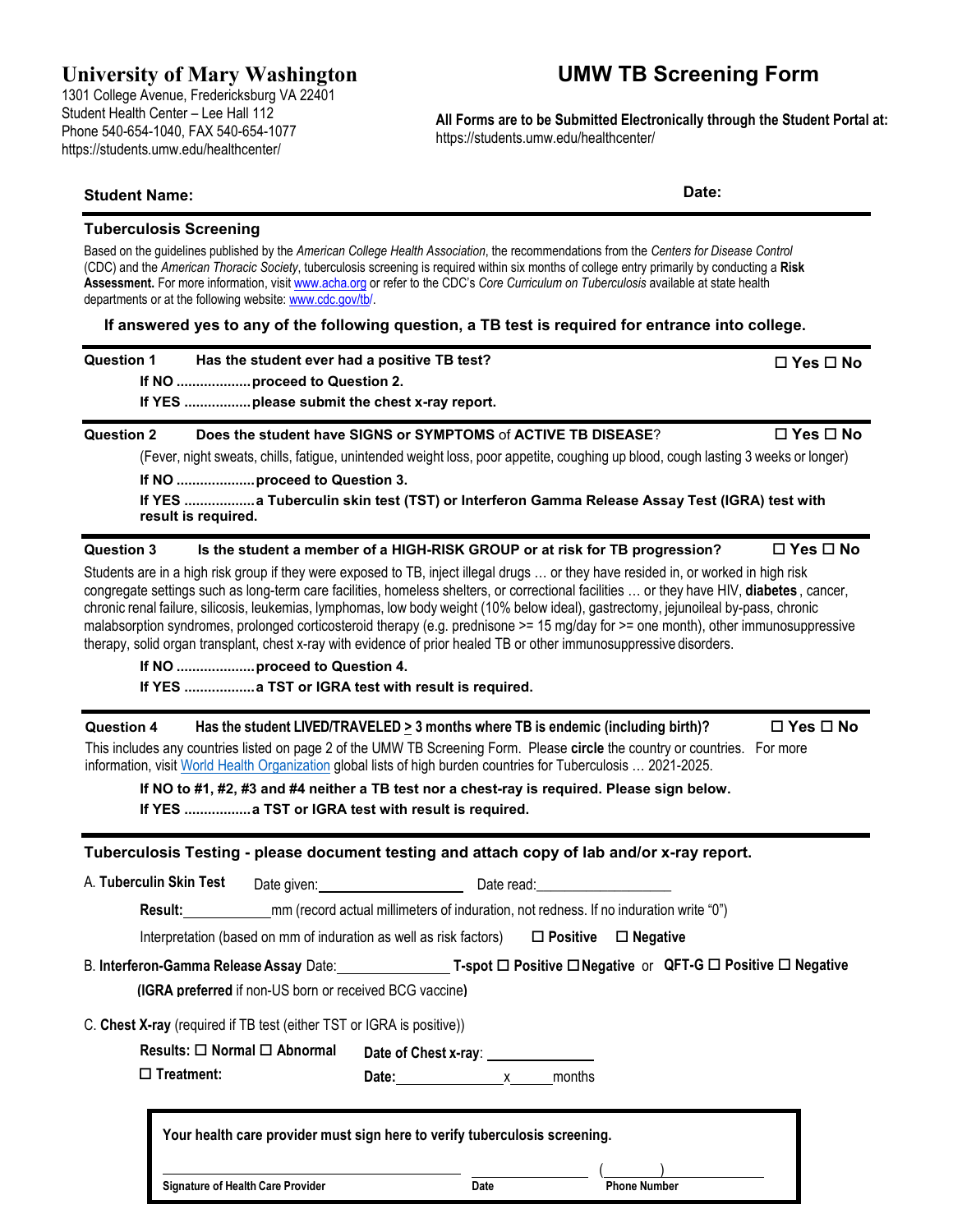# University of Mary Washington

1301 College Avenue, Fredericksburg VA 22401
Student Health Center – Lee Hall 112
Phone 540-654-1040, FAX 540-654-1077
https://students.umw.edu/healthcenter/

# UMW TB Screening Form

**All Forms are to be Submitted Electronically through the Student Portal at:**
https://students.umw.edu/healthcenter/

**Student Name:** **Date:**

## Tuberculosis Screening

Based on the guidelines published by the *American College Health Association*, the recommendations from the *Centers for Disease Control* (CDC) and the *American Thoracic Society*, tuberculosis screening is required within six months of college entry primarily by conducting a **Risk Assessment.** For more information, visit www.acha.org or refer to the CDC's *Core Curriculum on Tuberculosis* available at state health departments or at the following website: www.cdc.gov/tb/.

**If answered yes to any of the following question, a TB test is required for entrance into college.**

**Question 1** **Has the student ever had a positive TB test?** ☐ **Yes** ☐ **No**

**If NO ..................proceed to Question 2.**
**If YES ................please submit the chest x-ray report.**

**Question 2** **Does the student have SIGNS or SYMPTOMS of ACTIVE TB DISEASE?** ☐ **Yes** ☐ **No**

(Fever, night sweats, chills, fatigue, unintended weight loss, poor appetite, coughing up blood, cough lasting 3 weeks or longer)

**If NO ...................proceed to Question 3.**
**If YES .................a Tuberculin skin test (TST) or Interferon Gamma Release Assay Test (IGRA) test with result is required.**

**Question 3** **Is the student a member of a HIGH-RISK GROUP or at risk for TB progression?** ☐ **Yes** ☐ **No**

Students are in a high risk group if they were exposed to TB, inject illegal drugs … or they have resided in, or worked in high risk congregate settings such as long-term care facilities, homeless shelters, or correctional facilities … or they have HIV, **diabetes** , cancer, chronic renal failure, silicosis, leukemias, lymphomas, low body weight (10% below ideal), gastrectomy, jejunoileal by-pass, chronic malabsorption syndromes, prolonged corticosteroid therapy (e.g. prednisone >= 15 mg/day for >= one month), other immunosuppressive therapy, solid organ transplant, chest x-ray with evidence of prior healed TB or other immunosuppressive disorders.

**If NO ...................proceed to Question 4.**
**If YES .................a TST or IGRA test with result is required.**

**Question 4** **Has the student LIVED/TRAVELED ≥ 3 months where TB is endemic (including birth)?** ☐ **Yes** ☐ **No**

This includes any countries listed on page 2 of the UMW TB Screening Form. Please **circle** the country or countries. For more information, visit World Health Organization global lists of high burden countries for Tuberculosis … 2021-2025.

**If NO to #1, #2, #3 and #4 neither a TB test nor a chest-ray is required. Please sign below.**
**If YES ................a TST or IGRA test with result is required.**

## Tuberculosis Testing - please document testing and attach copy of lab and/or x-ray report.

A. **Tuberculin Skin Test** Date given:\_\_\_\_\_\_\_\_\_\_\_\_\_\_\_\_ Date read:\_\_\_\_\_\_\_\_\_\_\_\_\_\_\_\_

**Result:**\_\_\_\_\_\_\_\_\_\_mm (record actual millimeters of induration, not redness. If no induration write "0")

Interpretation (based on mm of induration as well as risk factors) ☐ **Positive** ☐ **Negative**

B. **Interferon-Gamma Release Assay** Date:\_\_\_\_\_\_\_\_\_\_\_\_\_\_ **T-spot** ☐ **Positive** ☐ **Negative** or **QFT-G** ☐ **Positive** ☐ **Negative**

(**IGRA preferred** if non-US born or received BCG vaccine)

C. **Chest X-ray** (required if TB test (either TST or IGRA is positive))

**Results:** ☐ **Normal** ☐ **Abnormal** **Date of Chest x-ray**: \_\_\_\_\_\_\_\_\_\_\_\_\_\_

☐ **Treatment:** **Date:**\_\_\_\_\_\_\_\_\_\_\_\_\_\_ x\_\_\_\_\_months

**Your health care provider must sign here to verify tuberculosis screening.**

| **Signature of Health Care Provider** | **Date** | **Phone Number** ( ) |
|---|---|---|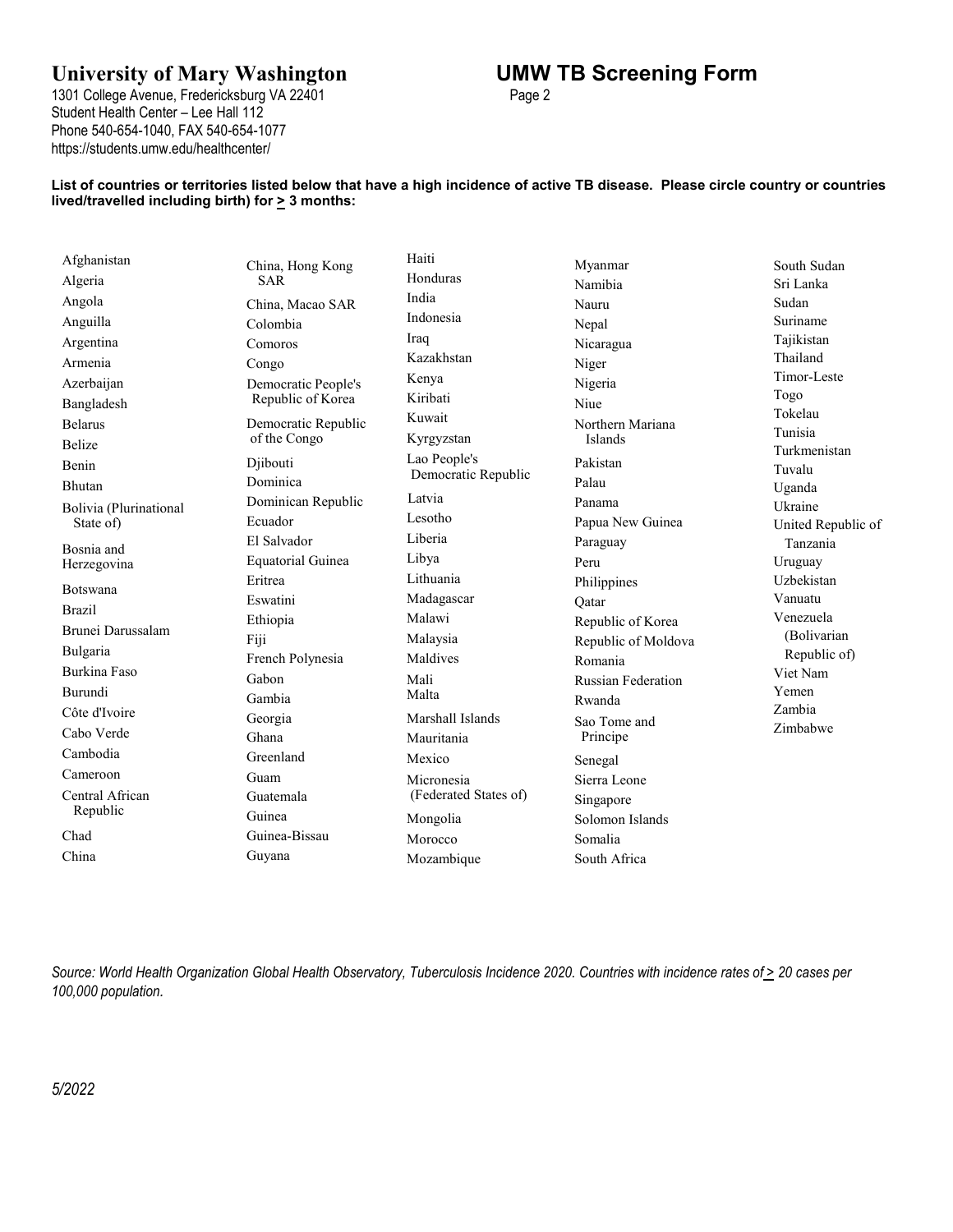# University of Mary Washington

# UMW TB Screening Form

1301 College Avenue, Fredericksburg VA 22401
Student Health Center – Lee Hall 112
Phone 540-654-1040, FAX 540-654-1077
https://students.umw.edu/healthcenter/

**List of countries or territories listed below that have a high incidence of active TB disease. Please circle country or countries lived/travelled including birth) for > 3 months:**

- Afghanistan
- Algeria
- Angola
- Anguilla
- Argentina
- Armenia
- Azerbaijan
- Bangladesh
- Belarus
- Belize
- Benin
- Bhutan
- Bolivia (Plurinational State of)
- Bosnia and Herzegovina
- Botswana
- Brazil
- Brunei Darussalam
- Bulgaria
- Burkina Faso
- Burundi
- Côte d'Ivoire
- Cabo Verde
- Cambodia
- Cameroon
- Central African Republic
- Chad
- China
- China, Hong Kong SAR
- China, Macao SAR
- Colombia
- Comoros
- Congo
- Democratic People's Republic of Korea
- Democratic Republic of the Congo
- Djibouti
- Dominica
- Dominican Republic
- Ecuador
- El Salvador
- Equatorial Guinea
- Eritrea
- Eswatini
- Ethiopia
- Fiji
- French Polynesia
- Gabon
- Gambia
- Georgia
- Ghana
- Greenland
- Guam
- Guatemala
- Guinea
- Guinea-Bissau
- Guyana
- Haiti
- Honduras
- India
- Indonesia
- Iraq
- Kazakhstan
- Kenya
- Kiribati
- Kuwait
- Kyrgyzstan
- Lao People's Democratic Republic
- Latvia
- Lesotho
- Liberia
- Libya
- Lithuania
- Madagascar
- Malawi
- Malaysia
- Maldives
- Mali
- Malta
- Marshall Islands
- Mauritania
- Mexico
- Micronesia (Federated States of)
- Mongolia
- Morocco
- Mozambique
- Myanmar
- Namibia
- Nauru
- Nepal
- Nicaragua
- Niger
- Nigeria
- Niue
- Northern Mariana Islands
- Pakistan
- Palau
- Panama
- Papua New Guinea
- Paraguay
- Peru
- Philippines
- Qatar
- Republic of Korea
- Republic of Moldova
- Romania
- Russian Federation
- Rwanda
- Sao Tome and Principe
- Senegal
- Sierra Leone
- Singapore
- Solomon Islands
- Somalia
- South Africa
- South Sudan
- Sri Lanka
- Sudan
- Suriname
- Tajikistan
- Thailand
- Timor-Leste
- Togo
- Tokelau
- Tunisia
- Turkmenistan
- Tuvalu
- Uganda
- Ukraine
- United Republic of Tanzania
- Uruguay
- Uzbekistan
- Vanuatu
- Venezuela (Bolivarian Republic of)
- Viet Nam
- Yemen
- Zambia
- Zimbabwe

*Source: World Health Organization Global Health Observatory, Tuberculosis Incidence 2020. Countries with incidence rates of > 20 cases per 100,000 population.*

*5/2022*